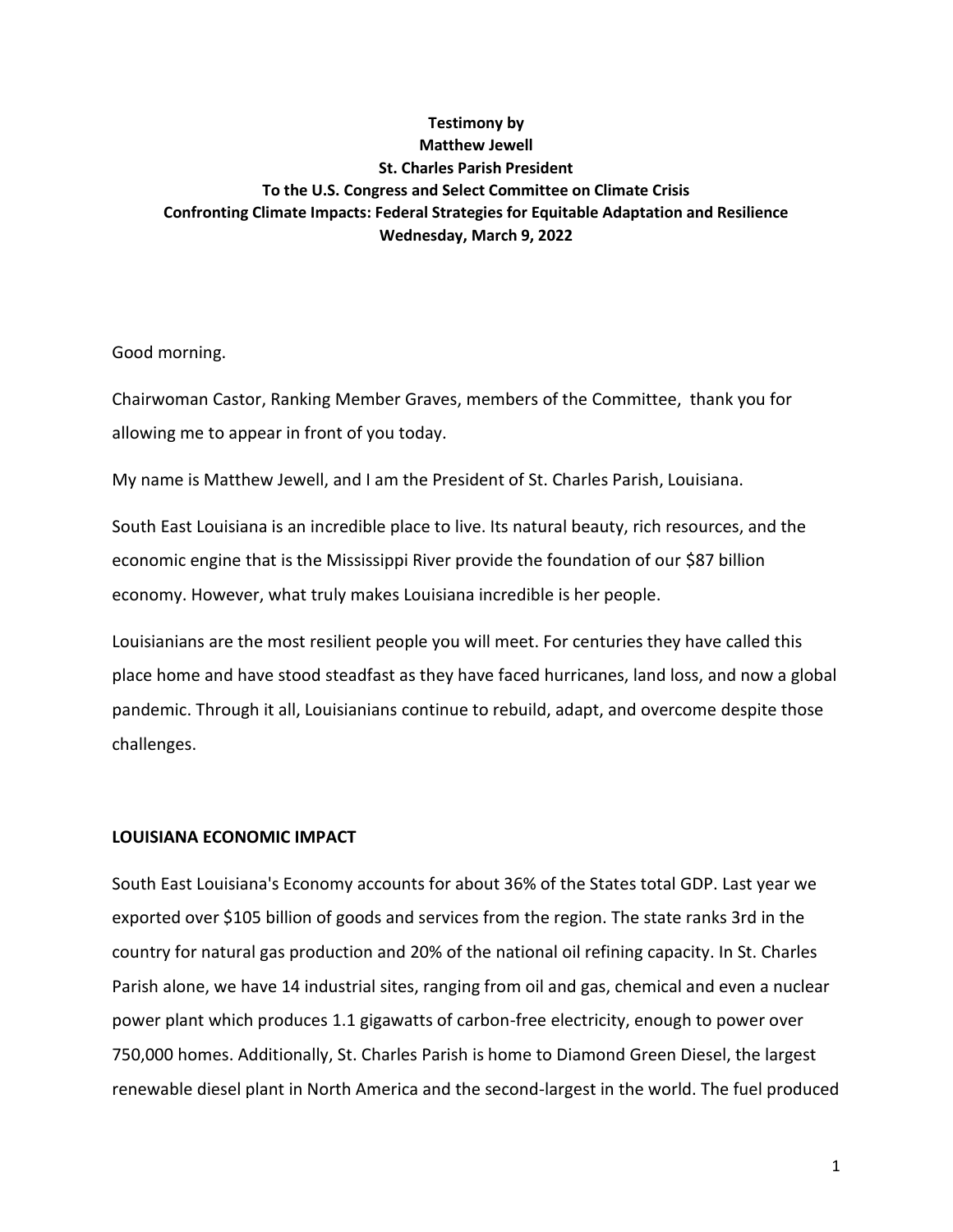**Testimony by**
**Matthew Jewell**
**St. Charles Parish President**
**To the U.S. Congress and Select Committee on Climate Crisis**
**Confronting Climate Impacts: Federal Strategies for Equitable Adaptation and Resilience**
**Wednesday, March 9, 2022**

Good morning.

Chairwoman Castor, Ranking Member Graves, members of the Committee, thank you for allowing me to appear in front of you today.

My name is Matthew Jewell, and I am the President of St. Charles Parish, Louisiana.

South East Louisiana is an incredible place to live. Its natural beauty, rich resources, and the economic engine that is the Mississippi River provide the foundation of our $87 billion economy. However, what truly makes Louisiana incredible is her people.

Louisianians are the most resilient people you will meet. For centuries they have called this place home and have stood steadfast as they have faced hurricanes, land loss, and now a global pandemic. Through it all, Louisianians continue to rebuild, adapt, and overcome despite those challenges.

## LOUISIANA ECONOMIC IMPACT

South East Louisiana's Economy accounts for about 36% of the States total GDP. Last year we exported over $105 billion of goods and services from the region. The state ranks 3rd in the country for natural gas production and 20% of the national oil refining capacity. In St. Charles Parish alone, we have 14 industrial sites, ranging from oil and gas, chemical and even a nuclear power plant which produces 1.1 gigawatts of carbon-free electricity, enough to power over 750,000 homes. Additionally, St. Charles Parish is home to Diamond Green Diesel, the largest renewable diesel plant in North America and the second-largest in the world. The fuel produced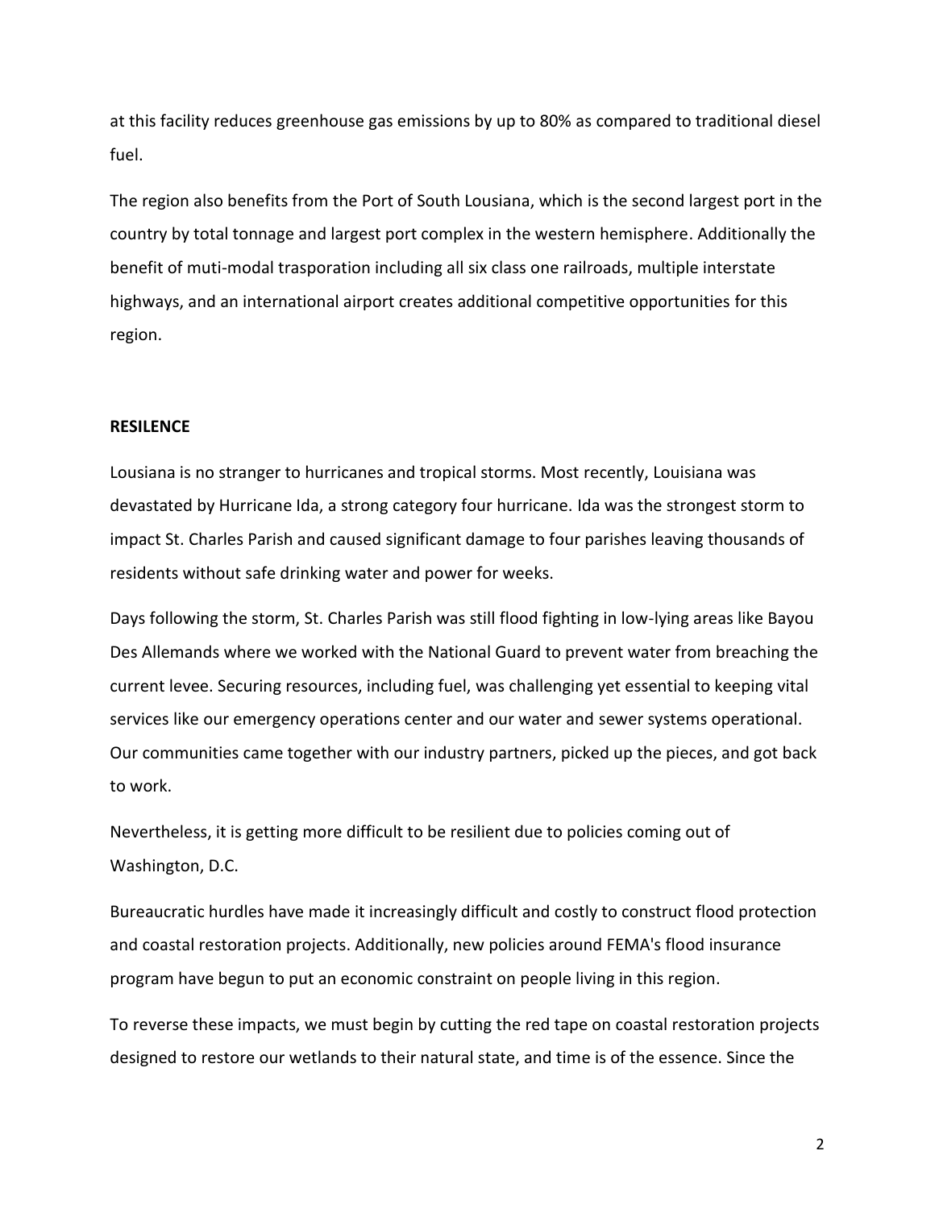at this facility reduces greenhouse gas emissions by up to 80% as compared to traditional diesel fuel.

The region also benefits from the Port of South Lousiana, which is the second largest port in the country by total tonnage and largest port complex in the western hemisphere. Additionally the benefit of muti-modal trasporation including all six class one railroads, multiple interstate highways, and an international airport creates additional competitive opportunities for this region.

**RESILENCE**

Lousiana is no stranger to hurricanes and tropical storms. Most recently, Louisiana was devastated by Hurricane Ida, a strong category four hurricane. Ida was the strongest storm to impact St. Charles Parish and caused significant damage to four parishes leaving thousands of residents without safe drinking water and power for weeks.

Days following the storm, St. Charles Parish was still flood fighting in low-lying areas like Bayou Des Allemands where we worked with the National Guard to prevent water from breaching the current levee. Securing resources, including fuel, was challenging yet essential to keeping vital services like our emergency operations center and our water and sewer systems operational. Our communities came together with our industry partners, picked up the pieces, and got back to work.

Nevertheless, it is getting more difficult to be resilient due to policies coming out of Washington, D.C.

Bureaucratic hurdles have made it increasingly difficult and costly to construct flood protection and coastal restoration projects. Additionally, new policies around FEMA's flood insurance program have begun to put an economic constraint on people living in this region.

To reverse these impacts, we must begin by cutting the red tape on coastal restoration projects designed to restore our wetlands to their natural state, and time is of the essence. Since the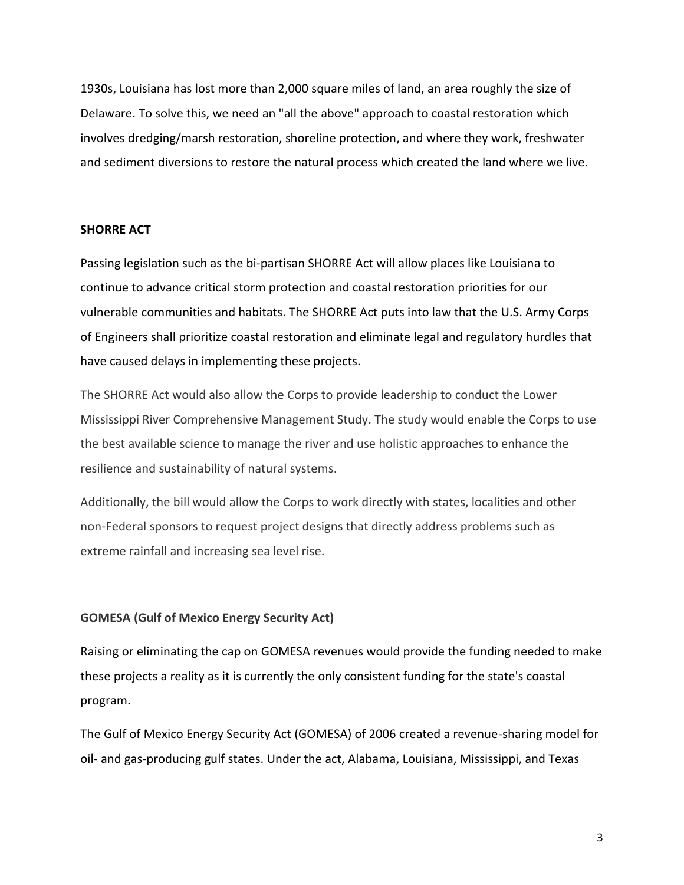1930s, Louisiana has lost more than 2,000 square miles of land, an area roughly the size of Delaware. To solve this, we need an "all the above" approach to coastal restoration which involves dredging/marsh restoration, shoreline protection, and where they work, freshwater and sediment diversions to restore the natural process which created the land where we live.

**SHORRE ACT**

Passing legislation such as the bi-partisan SHORRE Act will allow places like Louisiana to continue to advance critical storm protection and coastal restoration priorities for our vulnerable communities and habitats. The SHORRE Act puts into law that the U.S. Army Corps of Engineers shall prioritize coastal restoration and eliminate legal and regulatory hurdles that have caused delays in implementing these projects.

The SHORRE Act would also allow the Corps to provide leadership to conduct the Lower Mississippi River Comprehensive Management Study. The study would enable the Corps to use the best available science to manage the river and use holistic approaches to enhance the resilience and sustainability of natural systems.

Additionally, the bill would allow the Corps to work directly with states, localities and other non-Federal sponsors to request project designs that directly address problems such as extreme rainfall and increasing sea level rise.

**GOMESA (Gulf of Mexico Energy Security Act)**

Raising or eliminating the cap on GOMESA revenues would provide the funding needed to make these projects a reality as it is currently the only consistent funding for the state's coastal program.

The Gulf of Mexico Energy Security Act (GOMESA) of 2006 created a revenue-sharing model for oil- and gas-producing gulf states. Under the act, Alabama, Louisiana, Mississippi, and Texas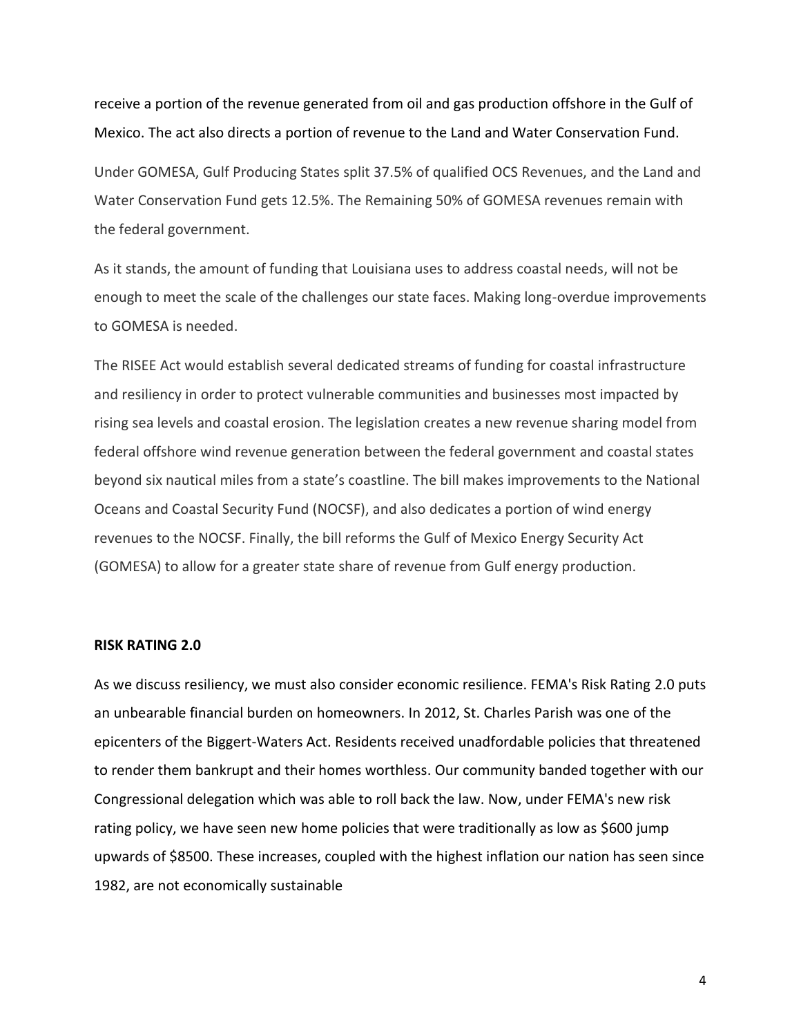receive a portion of the revenue generated from oil and gas production offshore in the Gulf of Mexico. The act also directs a portion of revenue to the Land and Water Conservation Fund.

Under GOMESA, Gulf Producing States split 37.5% of qualified OCS Revenues, and the Land and Water Conservation Fund gets 12.5%. The Remaining 50% of GOMESA revenues remain with the federal government.

As it stands, the amount of funding that Louisiana uses to address coastal needs, will not be enough to meet the scale of the challenges our state faces. Making long-overdue improvements to GOMESA is needed.

The RISEE Act would establish several dedicated streams of funding for coastal infrastructure and resiliency in order to protect vulnerable communities and businesses most impacted by rising sea levels and coastal erosion. The legislation creates a new revenue sharing model from federal offshore wind revenue generation between the federal government and coastal states beyond six nautical miles from a state's coastline. The bill makes improvements to the National Oceans and Coastal Security Fund (NOCSF), and also dedicates a portion of wind energy revenues to the NOCSF. Finally, the bill reforms the Gulf of Mexico Energy Security Act (GOMESA) to allow for a greater state share of revenue from Gulf energy production.

**RISK RATING 2.0**

As we discuss resiliency, we must also consider economic resilience. FEMA's Risk Rating 2.0 puts an unbearable financial burden on homeowners. In 2012, St. Charles Parish was one of the epicenters of the Biggert-Waters Act. Residents received unadfordable policies that threatened to render them bankrupt and their homes worthless. Our community banded together with our Congressional delegation which was able to roll back the law. Now, under FEMA's new risk rating policy, we have seen new home policies that were traditionally as low as $600 jump upwards of $8500. These increases, coupled with the highest inflation our nation has seen since 1982, are not economically sustainable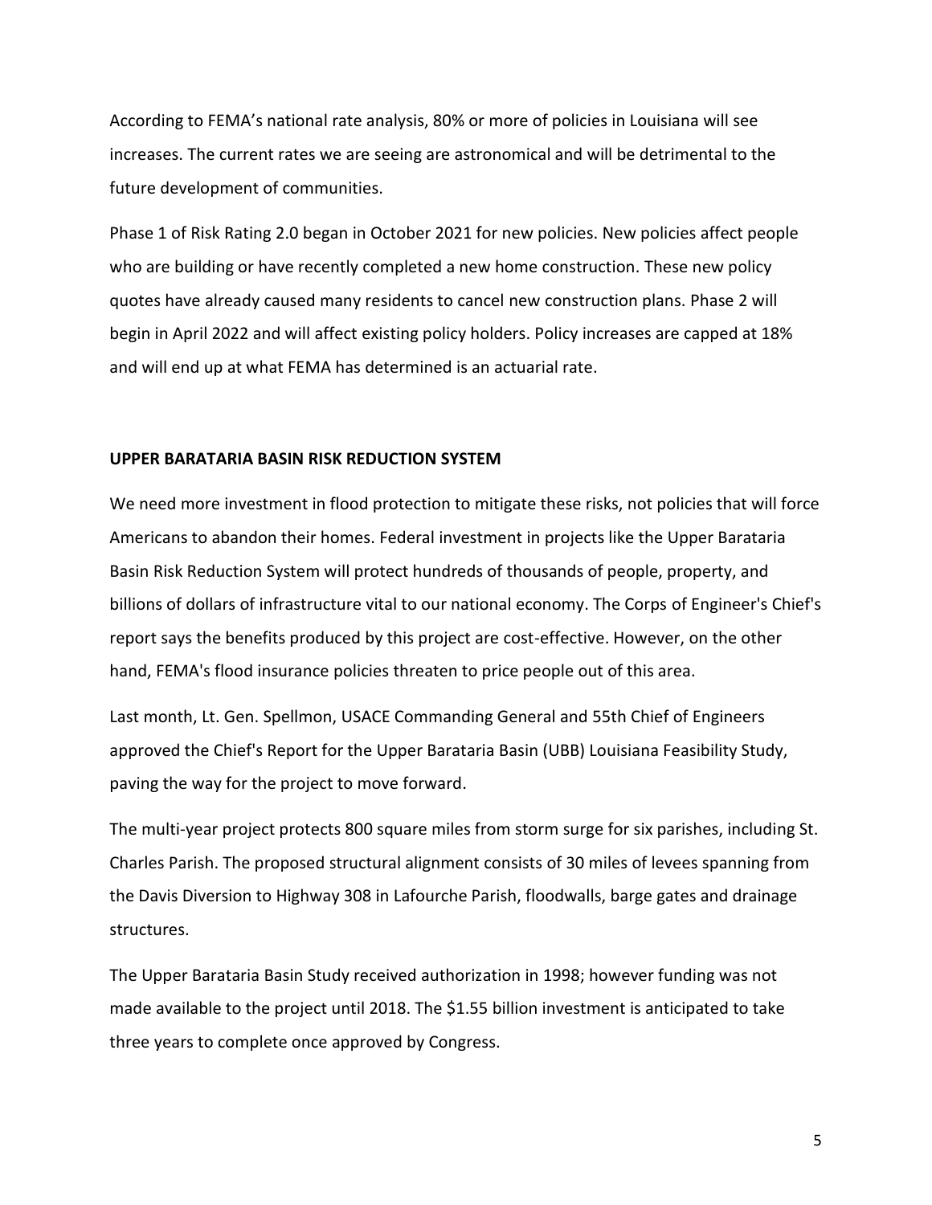According to FEMA's national rate analysis, 80% or more of policies in Louisiana will see increases. The current rates we are seeing are astronomical and will be detrimental to the future development of communities.

Phase 1 of Risk Rating 2.0 began in October 2021 for new policies. New policies affect people who are building or have recently completed a new home construction. These new policy quotes have already caused many residents to cancel new construction plans. Phase 2 will begin in April 2022 and will affect existing policy holders. Policy increases are capped at 18% and will end up at what FEMA has determined is an actuarial rate.

**UPPER BARATARIA BASIN RISK REDUCTION SYSTEM**

We need more investment in flood protection to mitigate these risks, not policies that will force Americans to abandon their homes. Federal investment in projects like the Upper Barataria Basin Risk Reduction System will protect hundreds of thousands of people, property, and billions of dollars of infrastructure vital to our national economy. The Corps of Engineer's Chief's report says the benefits produced by this project are cost-effective. However, on the other hand, FEMA's flood insurance policies threaten to price people out of this area.

Last month, Lt. Gen. Spellmon, USACE Commanding General and 55th Chief of Engineers approved the Chief's Report for the Upper Barataria Basin (UBB) Louisiana Feasibility Study, paving the way for the project to move forward.

The multi-year project protects 800 square miles from storm surge for six parishes, including St. Charles Parish. The proposed structural alignment consists of 30 miles of levees spanning from the Davis Diversion to Highway 308 in Lafourche Parish, floodwalls, barge gates and drainage structures.

The Upper Barataria Basin Study received authorization in 1998; however funding was not made available to the project until 2018. The $1.55 billion investment is anticipated to take three years to complete once approved by Congress.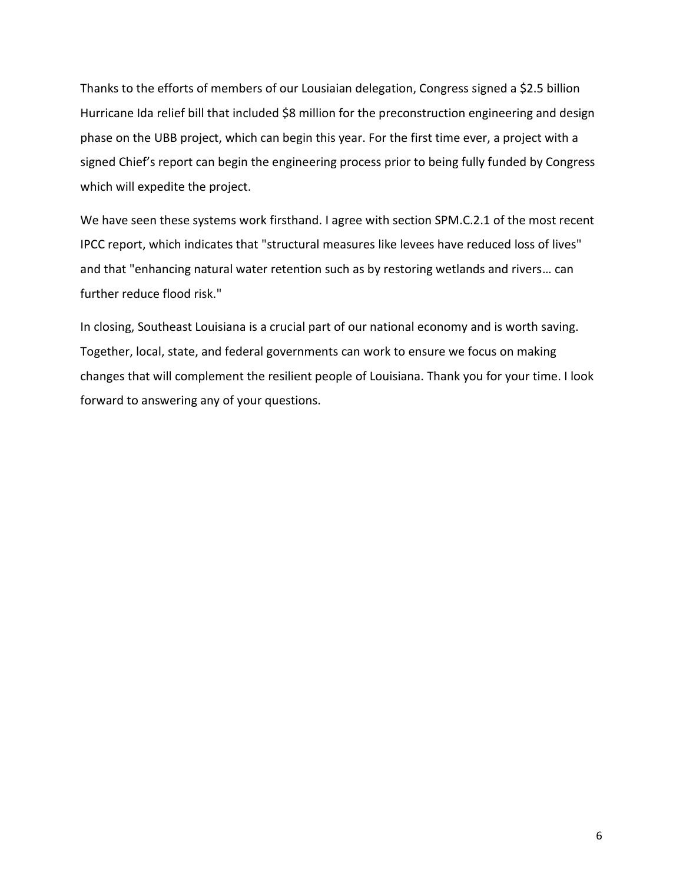Thanks to the efforts of members of our Lousiaian delegation, Congress signed a $2.5 billion Hurricane Ida relief bill that included $8 million for the preconstruction engineering and design phase on the UBB project, which can begin this year. For the first time ever, a project with a signed Chief's report can begin the engineering process prior to being fully funded by Congress which will expedite the project.

We have seen these systems work firsthand. I agree with section SPM.C.2.1 of the most recent IPCC report, which indicates that "structural measures like levees have reduced loss of lives" and that "enhancing natural water retention such as by restoring wetlands and rivers… can further reduce flood risk."

In closing, Southeast Louisiana is a crucial part of our national economy and is worth saving. Together, local, state, and federal governments can work to ensure we focus on making changes that will complement the resilient people of Louisiana. Thank you for your time. I look forward to answering any of your questions.